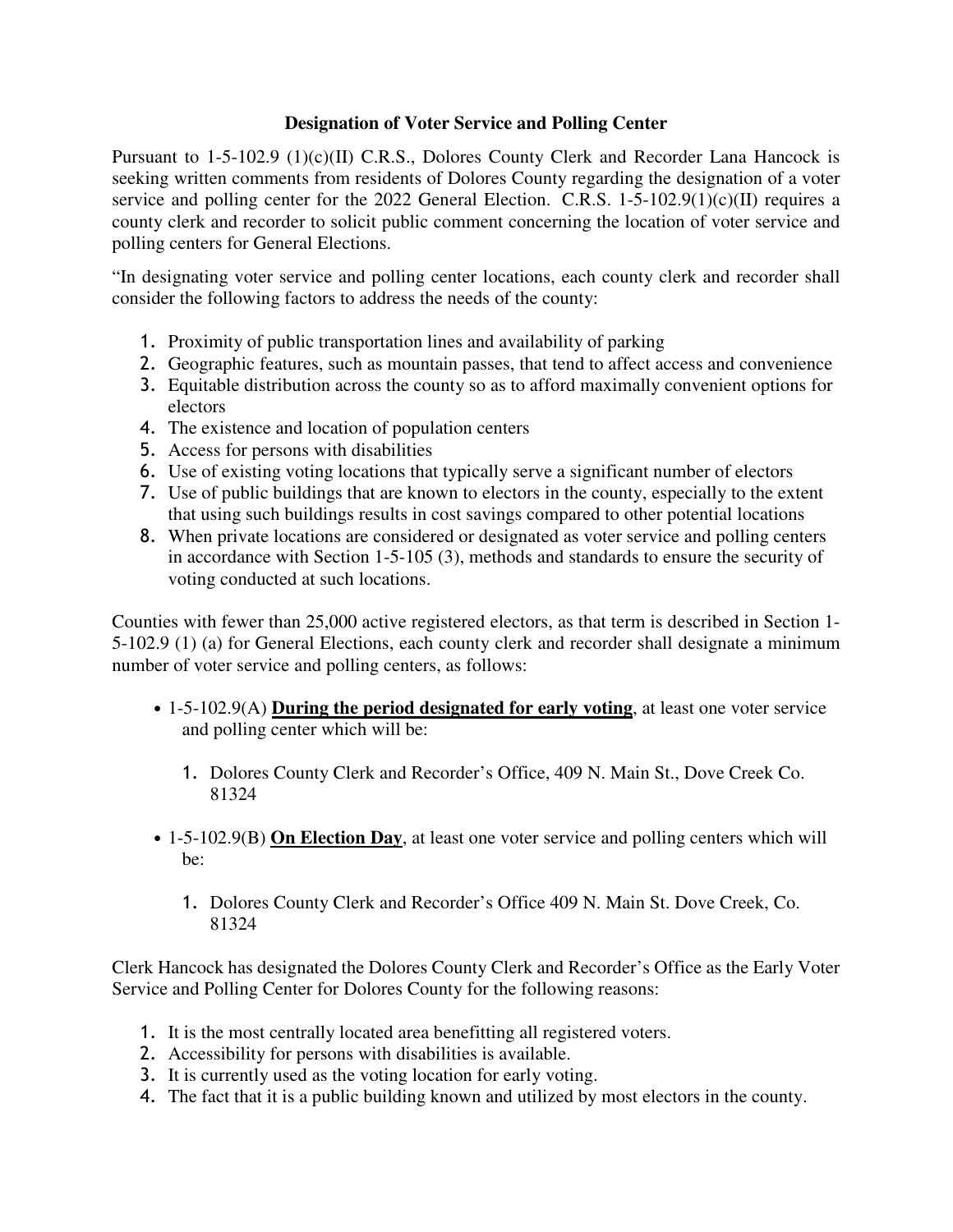**Designation of Voter Service and Polling Center**

Pursuant to 1-5-102.9 (1)(c)(II) C.R.S., Dolores County Clerk and Recorder Lana Hancock is seeking written comments from residents of Dolores County regarding the designation of a voter service and polling center for the 2022 General Election. C.R.S. 1-5-102.9(1)(c)(II) requires a county clerk and recorder to solicit public comment concerning the location of voter service and polling centers for General Elections.

"In designating voter service and polling center locations, each county clerk and recorder shall consider the following factors to address the needs of the county:

1. Proximity of public transportation lines and availability of parking
2. Geographic features, such as mountain passes, that tend to affect access and convenience
3. Equitable distribution across the county so as to afford maximally convenient options for electors
4. The existence and location of population centers
5. Access for persons with disabilities
6. Use of existing voting locations that typically serve a significant number of electors
7. Use of public buildings that are known to electors in the county, especially to the extent that using such buildings results in cost savings compared to other potential locations
8. When private locations are considered or designated as voter service and polling centers in accordance with Section 1-5-105 (3), methods and standards to ensure the security of voting conducted at such locations.

Counties with fewer than 25,000 active registered electors, as that term is described in Section 1-5-102.9 (1) (a) for General Elections, each county clerk and recorder shall designate a minimum number of voter service and polling centers, as follows:

- 1-5-102.9(A) **<u>During the period designated for early voting</u>**, at least one voter service and polling center which will be:

    1. Dolores County Clerk and Recorder's Office, 409 N. Main St., Dove Creek Co. 81324

- 1-5-102.9(B) **<u>On Election Day</u>**, at least one voter service and polling centers which will be:

    1. Dolores County Clerk and Recorder's Office 409 N. Main St. Dove Creek, Co. 81324

Clerk Hancock has designated the Dolores County Clerk and Recorder's Office as the Early Voter Service and Polling Center for Dolores County for the following reasons:

1. It is the most centrally located area benefitting all registered voters.
2. Accessibility for persons with disabilities is available.
3. It is currently used as the voting location for early voting.
4. The fact that it is a public building known and utilized by most electors in the county.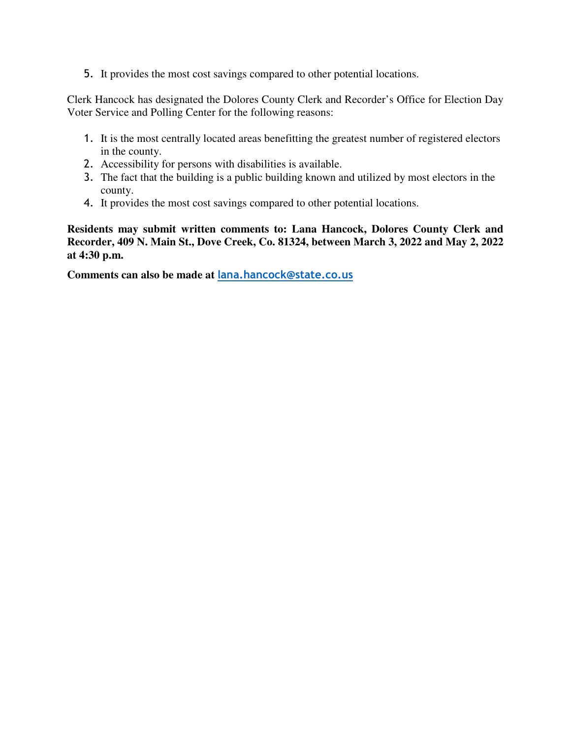5. It provides the most cost savings compared to other potential locations.

Clerk Hancock has designated the Dolores County Clerk and Recorder's Office for Election Day Voter Service and Polling Center for the following reasons:

1. It is the most centrally located areas benefitting the greatest number of registered electors in the county.
2. Accessibility for persons with disabilities is available.
3. The fact that the building is a public building known and utilized by most electors in the county.
4. It provides the most cost savings compared to other potential locations.

**Residents may submit written comments to: Lana Hancock, Dolores County Clerk and Recorder, 409 N. Main St., Dove Creek, Co. 81324, between March 3, 2022 and May 2, 2022 at 4:30 p.m.**

**Comments can also be made at lana.hancock@state.co.us**